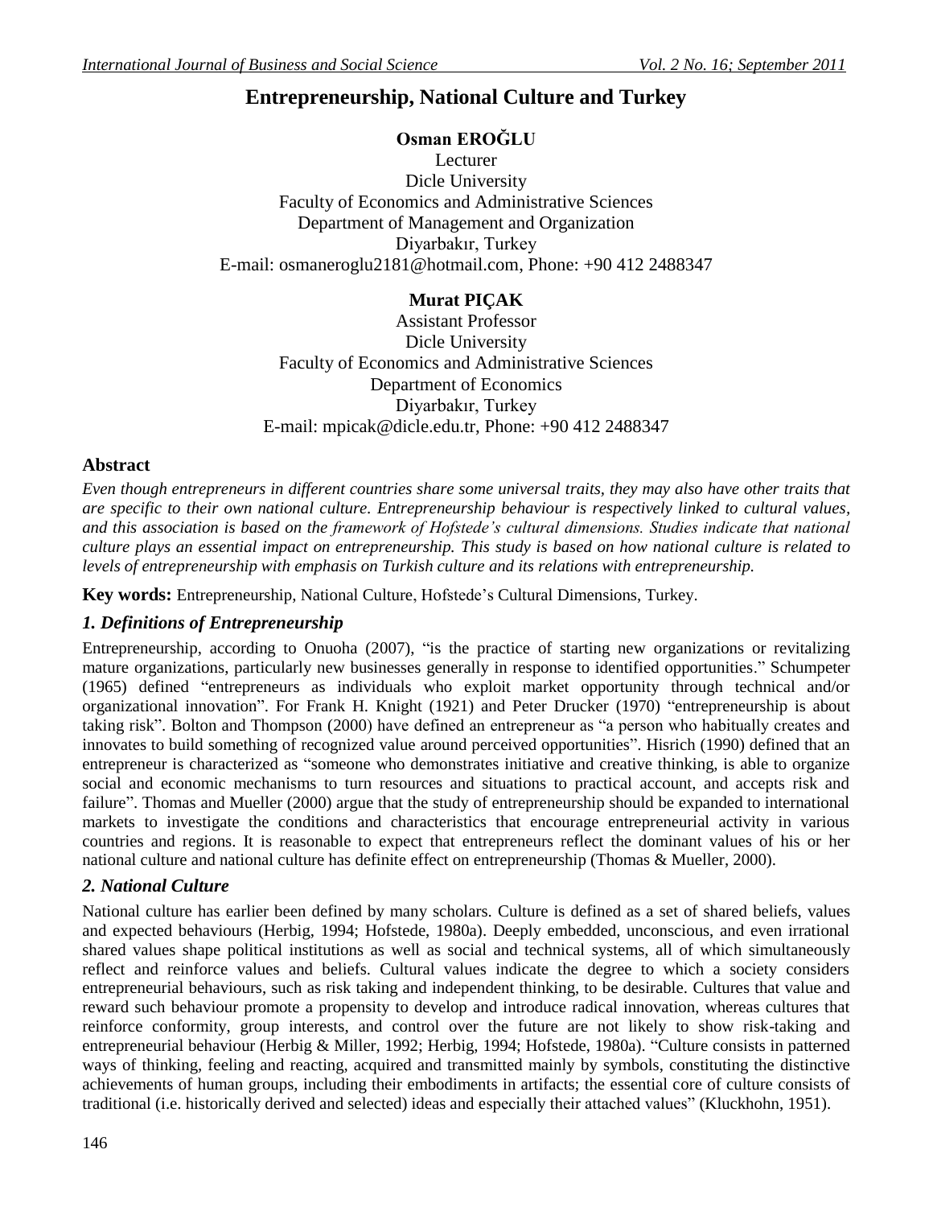# Entrepreneurship, National Culture and Turkey

**Osman EROĞLU**
Lecturer
Dicle University
Faculty of Economics and Administrative Sciences
Department of Management and Organization
Diyarbakır, Turkey
E-mail: osmaneroglu2181@hotmail.com, Phone: +90 412 2488347

**Murat PIÇAK**
Assistant Professor
Dicle University
Faculty of Economics and Administrative Sciences
Department of Economics
Diyarbakır, Turkey
E-mail: mpicak@dicle.edu.tr, Phone: +90 412 2488347

## Abstract

*Even though entrepreneurs in different countries share some universal traits, they may also have other traits that are specific to their own national culture. Entrepreneurship behaviour is respectively linked to cultural values, and this association is based on the framework of Hofstede's cultural dimensions. Studies indicate that national culture plays an essential impact on entrepreneurship. This study is based on how national culture is related to levels of entrepreneurship with emphasis on Turkish culture and its relations with entrepreneurship.*

**Key words:** Entrepreneurship, National Culture, Hofstede's Cultural Dimensions, Turkey.

## *1. Definitions of Entrepreneurship*

Entrepreneurship, according to Onuoha (2007), "is the practice of starting new organizations or revitalizing mature organizations, particularly new businesses generally in response to identified opportunities." Schumpeter (1965) defined "entrepreneurs as individuals who exploit market opportunity through technical and/or organizational innovation". For Frank H. Knight (1921) and Peter Drucker (1970) "entrepreneurship is about taking risk". Bolton and Thompson (2000) have defined an entrepreneur as "a person who habitually creates and innovates to build something of recognized value around perceived opportunities". Hisrich (1990) defined that an entrepreneur is characterized as "someone who demonstrates initiative and creative thinking, is able to organize social and economic mechanisms to turn resources and situations to practical account, and accepts risk and failure". Thomas and Mueller (2000) argue that the study of entrepreneurship should be expanded to international markets to investigate the conditions and characteristics that encourage entrepreneurial activity in various countries and regions. It is reasonable to expect that entrepreneurs reflect the dominant values of his or her national culture and national culture has definite effect on entrepreneurship (Thomas & Mueller, 2000).

## *2. National Culture*

National culture has earlier been defined by many scholars. Culture is defined as a set of shared beliefs, values and expected behaviours (Herbig, 1994; Hofstede, 1980a). Deeply embedded, unconscious, and even irrational shared values shape political institutions as well as social and technical systems, all of which simultaneously reflect and reinforce values and beliefs. Cultural values indicate the degree to which a society considers entrepreneurial behaviours, such as risk taking and independent thinking, to be desirable. Cultures that value and reward such behaviour promote a propensity to develop and introduce radical innovation, whereas cultures that reinforce conformity, group interests, and control over the future are not likely to show risk-taking and entrepreneurial behaviour (Herbig & Miller, 1992; Herbig, 1994; Hofstede, 1980a). "Culture consists in patterned ways of thinking, feeling and reacting, acquired and transmitted mainly by symbols, constituting the distinctive achievements of human groups, including their embodiments in artifacts; the essential core of culture consists of traditional (i.e. historically derived and selected) ideas and especially their attached values" (Kluckhohn, 1951).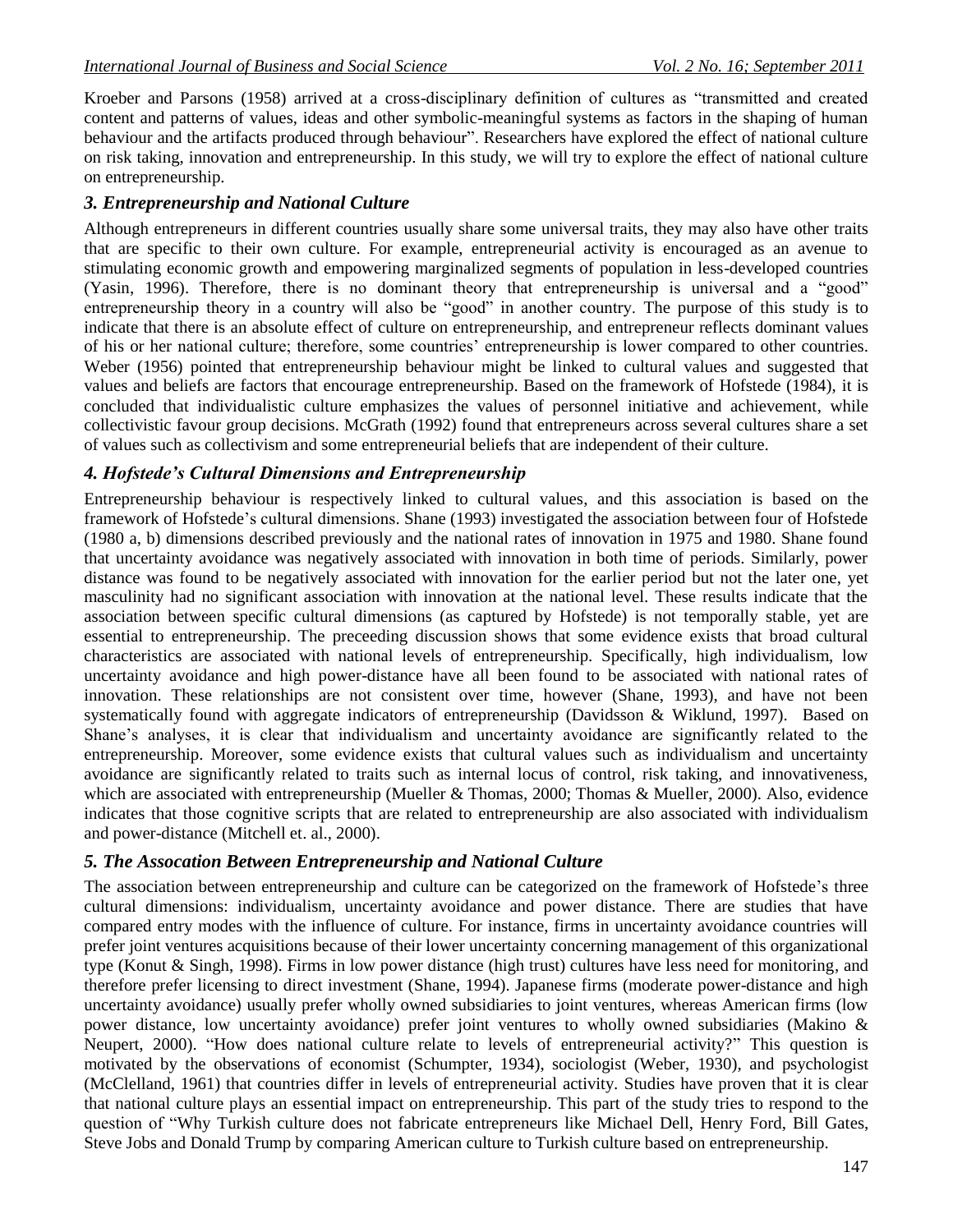Kroeber and Parsons (1958) arrived at a cross-disciplinary definition of cultures as "transmitted and created content and patterns of values, ideas and other symbolic-meaningful systems as factors in the shaping of human behaviour and the artifacts produced through behaviour". Researchers have explored the effect of national culture on risk taking, innovation and entrepreneurship. In this study, we will try to explore the effect of national culture on entrepreneurship.

### *3. Entrepreneurship and National Culture*

Although entrepreneurs in different countries usually share some universal traits, they may also have other traits that are specific to their own culture. For example, entrepreneurial activity is encouraged as an avenue to stimulating economic growth and empowering marginalized segments of population in less-developed countries (Yasin, 1996). Therefore, there is no dominant theory that entrepreneurship is universal and a "good" entrepreneurship theory in a country will also be "good" in another country. The purpose of this study is to indicate that there is an absolute effect of culture on entrepreneurship, and entrepreneur reflects dominant values of his or her national culture; therefore, some countries' entrepreneurship is lower compared to other countries. Weber (1956) pointed that entrepreneurship behaviour might be linked to cultural values and suggested that values and beliefs are factors that encourage entrepreneurship. Based on the framework of Hofstede (1984), it is concluded that individualistic culture emphasizes the values of personnel initiative and achievement, while collectivistic favour group decisions. McGrath (1992) found that entrepreneurs across several cultures share a set of values such as collectivism and some entrepreneurial beliefs that are independent of their culture.

### *4. Hofstede's Cultural Dimensions and Entrepreneurship*

Entrepreneurship behaviour is respectively linked to cultural values, and this association is based on the framework of Hofstede's cultural dimensions. Shane (1993) investigated the association between four of Hofstede (1980 a, b) dimensions described previously and the national rates of innovation in 1975 and 1980. Shane found that uncertainty avoidance was negatively associated with innovation in both time of periods. Similarly, power distance was found to be negatively associated with innovation for the earlier period but not the later one, yet masculinity had no significant association with innovation at the national level. These results indicate that the association between specific cultural dimensions (as captured by Hofstede) is not temporally stable, yet are essential to entrepreneurship. The preceeding discussion shows that some evidence exists that broad cultural characteristics are associated with national levels of entrepreneurship. Specifically, high individualism, low uncertainty avoidance and high power-distance have all been found to be associated with national rates of innovation. These relationships are not consistent over time, however (Shane, 1993), and have not been systematically found with aggregate indicators of entrepreneurship (Davidsson & Wiklund, 1997). Based on Shane's analyses, it is clear that individualism and uncertainty avoidance are significantly related to the entrepreneurship. Moreover, some evidence exists that cultural values such as individualism and uncertainty avoidance are significantly related to traits such as internal locus of control, risk taking, and innovativeness, which are associated with entrepreneurship (Mueller & Thomas, 2000; Thomas & Mueller, 2000). Also, evidence indicates that those cognitive scripts that are related to entrepreneurship are also associated with individualism and power-distance (Mitchell et. al., 2000).

### *5. The Assocation Between Entrepreneurship and National Culture*

The association between entrepreneurship and culture can be categorized on the framework of Hofstede's three cultural dimensions: individualism, uncertainty avoidance and power distance. There are studies that have compared entry modes with the influence of culture. For instance, firms in uncertainty avoidance countries will prefer joint ventures acquisitions because of their lower uncertainty concerning management of this organizational type (Konut & Singh, 1998). Firms in low power distance (high trust) cultures have less need for monitoring, and therefore prefer licensing to direct investment (Shane, 1994). Japanese firms (moderate power-distance and high uncertainty avoidance) usually prefer wholly owned subsidiaries to joint ventures, whereas American firms (low power distance, low uncertainty avoidance) prefer joint ventures to wholly owned subsidiaries (Makino & Neupert, 2000). "How does national culture relate to levels of entrepreneurial activity?" This question is motivated by the observations of economist (Schumpter, 1934), sociologist (Weber, 1930), and psychologist (McClelland, 1961) that countries differ in levels of entrepreneurial activity. Studies have proven that it is clear that national culture plays an essential impact on entrepreneurship. This part of the study tries to respond to the question of "Why Turkish culture does not fabricate entrepreneurs like Michael Dell, Henry Ford, Bill Gates, Steve Jobs and Donald Trump by comparing American culture to Turkish culture based on entrepreneurship.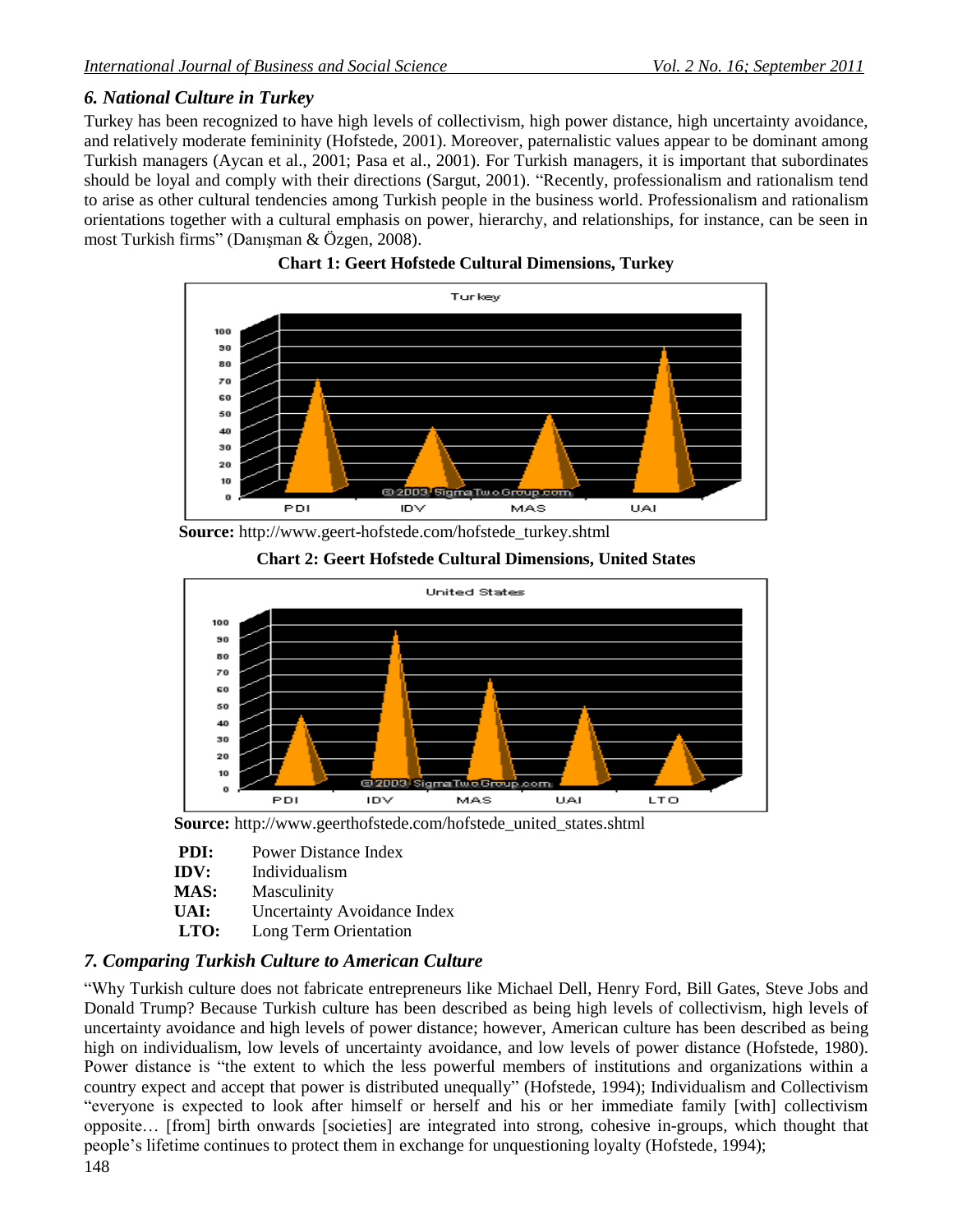### *6. National Culture in Turkey*

Turkey has been recognized to have high levels of collectivism, high power distance, high uncertainty avoidance, and relatively moderate femininity (Hofstede, 2001). Moreover, paternalistic values appear to be dominant among Turkish managers (Aycan et al., 2001; Pasa et al., 2001). For Turkish managers, it is important that subordinates should be loyal and comply with their directions (Sargut, 2001). "Recently, professionalism and rationalism tend to arise as other cultural tendencies among Turkish people in the business world. Professionalism and rationalism orientations together with a cultural emphasis on power, hierarchy, and relationships, for instance, can be seen in most Turkish firms" (Danışman & Özgen, 2008).

**Chart 1: Geert Hofstede Cultural Dimensions, Turkey**

**Source:** http://www.geert-hofstede.com/hofstede_turkey.shtml

**Chart 2: Geert Hofstede Cultural Dimensions, United States**

**Source:** http://www.geerthofstede.com/hofstede_united_states.shtml

**PDI:** Power Distance Index
**IDV:** Individualism
**MAS:** Masculinity
**UAI:** Uncertainty Avoidance Index
**LTO:** Long Term Orientation

### *7. Comparing Turkish Culture to American Culture*

"Why Turkish culture does not fabricate entrepreneurs like Michael Dell, Henry Ford, Bill Gates, Steve Jobs and Donald Trump? Because Turkish culture has been described as being high levels of collectivism, high levels of uncertainty avoidance and high levels of power distance; however, American culture has been described as being high on individualism, low levels of uncertainty avoidance, and low levels of power distance (Hofstede, 1980). Power distance is "the extent to which the less powerful members of institutions and organizations within a country expect and accept that power is distributed unequally" (Hofstede, 1994); Individualism and Collectivism "everyone is expected to look after himself or herself and his or her immediate family [with] collectivism opposite… [from] birth onwards [societies] are integrated into strong, cohesive in-groups, which thought that people's lifetime continues to protect them in exchange for unquestioning loyalty (Hofstede, 1994);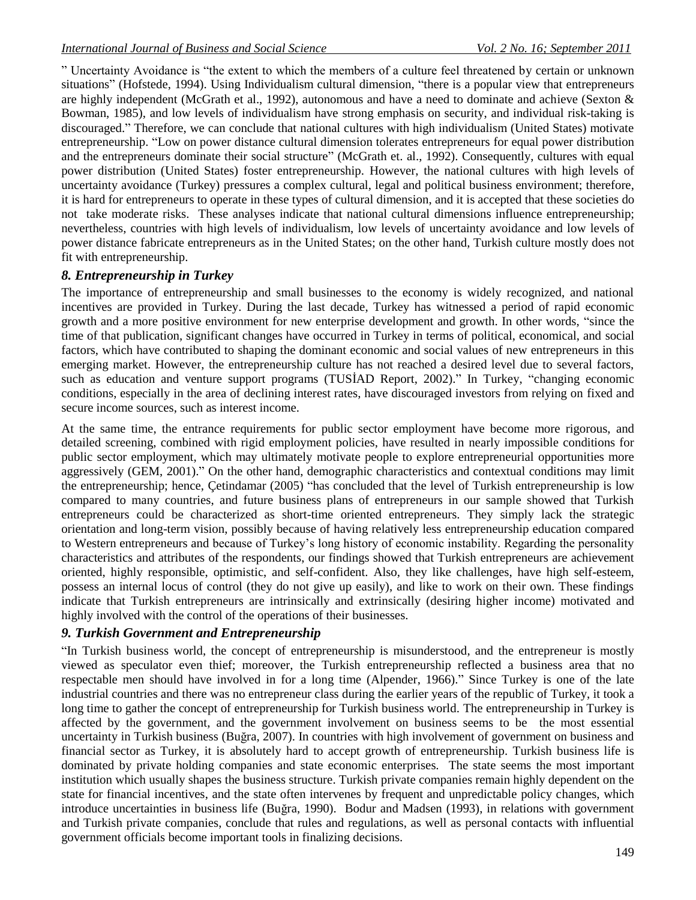" Uncertainty Avoidance is "the extent to which the members of a culture feel threatened by certain or unknown situations" (Hofstede, 1994). Using Individualism cultural dimension, "there is a popular view that entrepreneurs are highly independent (McGrath et al., 1992), autonomous and have a need to dominate and achieve (Sexton & Bowman, 1985), and low levels of individualism have strong emphasis on security, and individual risk-taking is discouraged." Therefore, we can conclude that national cultures with high individualism (United States) motivate entrepreneurship. "Low on power distance cultural dimension tolerates entrepreneurs for equal power distribution and the entrepreneurs dominate their social structure" (McGrath et. al., 1992). Consequently, cultures with equal power distribution (United States) foster entrepreneurship. However, the national cultures with high levels of uncertainty avoidance (Turkey) pressures a complex cultural, legal and political business environment; therefore, it is hard for entrepreneurs to operate in these types of cultural dimension, and it is accepted that these societies do not take moderate risks. These analyses indicate that national cultural dimensions influence entrepreneurship; nevertheless, countries with high levels of individualism, low levels of uncertainty avoidance and low levels of power distance fabricate entrepreneurs as in the United States; on the other hand, Turkish culture mostly does not fit with entrepreneurship.

### *8. Entrepreneurship in Turkey*

The importance of entrepreneurship and small businesses to the economy is widely recognized, and national incentives are provided in Turkey. During the last decade, Turkey has witnessed a period of rapid economic growth and a more positive environment for new enterprise development and growth. In other words, "since the time of that publication, significant changes have occurred in Turkey in terms of political, economical, and social factors, which have contributed to shaping the dominant economic and social values of new entrepreneurs in this emerging market. However, the entrepreneurship culture has not reached a desired level due to several factors, such as education and venture support programs (TUSİAD Report, 2002)." In Turkey, "changing economic conditions, especially in the area of declining interest rates, have discouraged investors from relying on fixed and secure income sources, such as interest income.

At the same time, the entrance requirements for public sector employment have become more rigorous, and detailed screening, combined with rigid employment policies, have resulted in nearly impossible conditions for public sector employment, which may ultimately motivate people to explore entrepreneurial opportunities more aggressively (GEM, 2001)." On the other hand, demographic characteristics and contextual conditions may limit the entrepreneurship; hence, Çetindamar (2005) "has concluded that the level of Turkish entrepreneurship is low compared to many countries, and future business plans of entrepreneurs in our sample showed that Turkish entrepreneurs could be characterized as short-time oriented entrepreneurs. They simply lack the strategic orientation and long-term vision, possibly because of having relatively less entrepreneurship education compared to Western entrepreneurs and because of Turkey's long history of economic instability. Regarding the personality characteristics and attributes of the respondents, our findings showed that Turkish entrepreneurs are achievement oriented, highly responsible, optimistic, and self-confident. Also, they like challenges, have high self-esteem, possess an internal locus of control (they do not give up easily), and like to work on their own. These findings indicate that Turkish entrepreneurs are intrinsically and extrinsically (desiring higher income) motivated and highly involved with the control of the operations of their businesses.

### *9. Turkish Government and Entrepreneurship*

"In Turkish business world, the concept of entrepreneurship is misunderstood, and the entrepreneur is mostly viewed as speculator even thief; moreover, the Turkish entrepreneurship reflected a business area that no respectable men should have involved in for a long time (Alpender, 1966)." Since Turkey is one of the late industrial countries and there was no entrepreneur class during the earlier years of the republic of Turkey, it took a long time to gather the concept of entrepreneurship for Turkish business world. The entrepreneurship in Turkey is affected by the government, and the government involvement on business seems to be the most essential uncertainty in Turkish business (Buğra, 2007). In countries with high involvement of government on business and financial sector as Turkey, it is absolutely hard to accept growth of entrepreneurship. Turkish business life is dominated by private holding companies and state economic enterprises. The state seems the most important institution which usually shapes the business structure. Turkish private companies remain highly dependent on the state for financial incentives, and the state often intervenes by frequent and unpredictable policy changes, which introduce uncertainties in business life (Buğra, 1990). Bodur and Madsen (1993), in relations with government and Turkish private companies, conclude that rules and regulations, as well as personal contacts with influential government officials become important tools in finalizing decisions.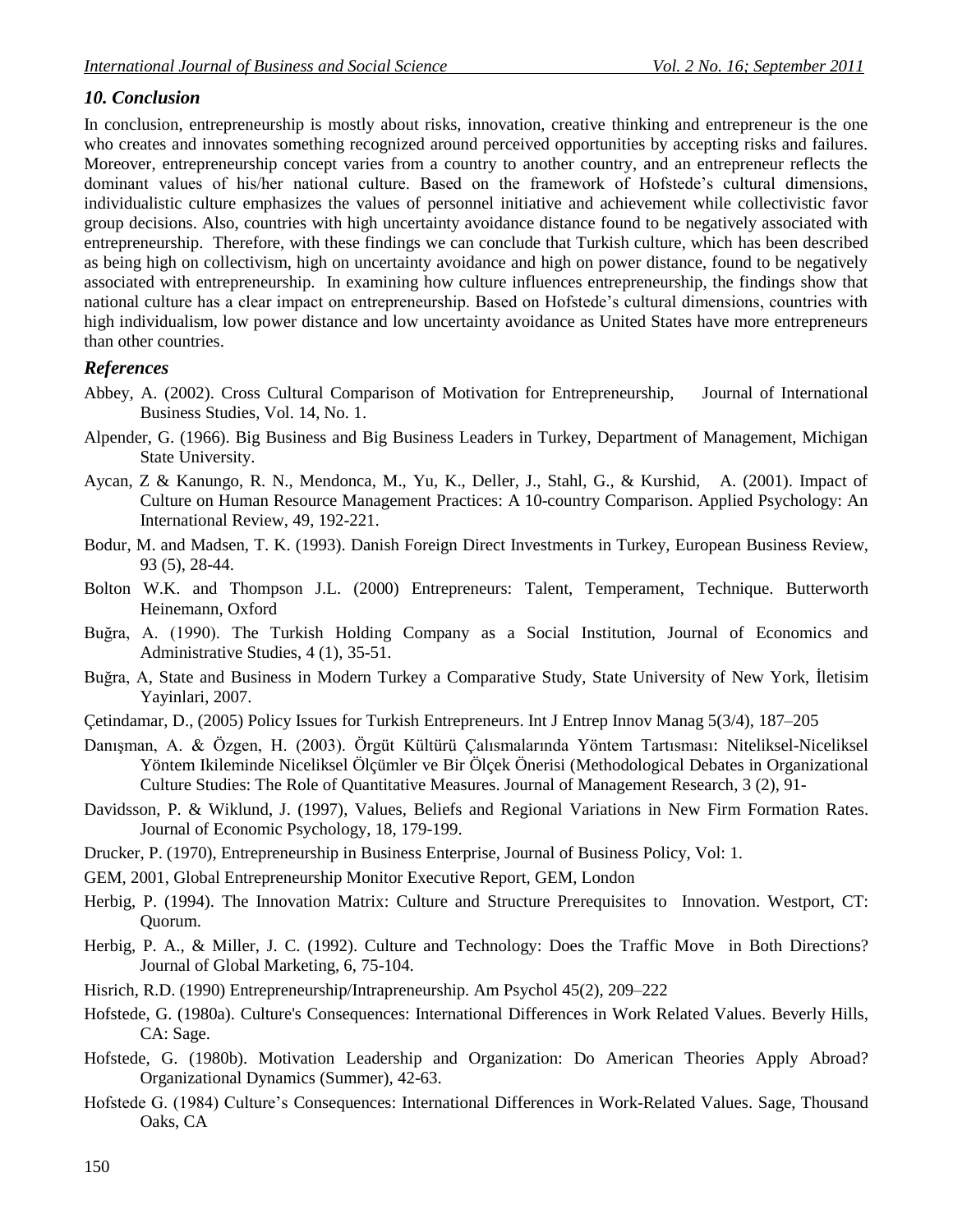## 10. Conclusion

In conclusion, entrepreneurship is mostly about risks, innovation, creative thinking and entrepreneur is the one who creates and innovates something recognized around perceived opportunities by accepting risks and failures. Moreover, entrepreneurship concept varies from a country to another country, and an entrepreneur reflects the dominant values of his/her national culture. Based on the framework of Hofstede's cultural dimensions, individualistic culture emphasizes the values of personnel initiative and achievement while collectivistic favor group decisions. Also, countries with high uncertainty avoidance distance found to be negatively associated with entrepreneurship. Therefore, with these findings we can conclude that Turkish culture, which has been described as being high on collectivism, high on uncertainty avoidance and high on power distance, found to be negatively associated with entrepreneurship. In examining how culture influences entrepreneurship, the findings show that national culture has a clear impact on entrepreneurship. Based on Hofstede's cultural dimensions, countries with high individualism, low power distance and low uncertainty avoidance as United States have more entrepreneurs than other countries.

## References

Abbey, A. (2002). Cross Cultural Comparison of Motivation for Entrepreneurship, Journal of International Business Studies, Vol. 14, No. 1.

Alpender, G. (1966). Big Business and Big Business Leaders in Turkey, Department of Management, Michigan State University.

Aycan, Z & Kanungo, R. N., Mendonca, M., Yu, K., Deller, J., Stahl, G., & Kurshid, A. (2001). Impact of Culture on Human Resource Management Practices: A 10-country Comparison. Applied Psychology: An International Review, 49, 192-221.

Bodur, M. and Madsen, T. K. (1993). Danish Foreign Direct Investments in Turkey, European Business Review, 93 (5), 28-44.

Bolton W.K. and Thompson J.L. (2000) Entrepreneurs: Talent, Temperament, Technique. Butterworth Heinemann, Oxford

Buğra, A. (1990). The Turkish Holding Company as a Social Institution, Journal of Economics and Administrative Studies, 4 (1), 35-51.

Buğra, A, State and Business in Modern Turkey a Comparative Study, State University of New York, İletisim Yayinlari, 2007.

Çetindamar, D., (2005) Policy Issues for Turkish Entrepreneurs. Int J Entrep Innov Manag 5(3/4), 187–205

Danışman, A. & Özgen, H. (2003). Örgüt Kültürü Çalısmalarında Yöntem Tartısması: Niteliksel-Niceliksel Yöntem Ikileminde Niceliksel Ölçümler ve Bir Ölçek Önerisi (Methodological Debates in Organizational Culture Studies: The Role of Quantitative Measures. Journal of Management Research, 3 (2), 91-

Davidsson, P. & Wiklund, J. (1997), Values, Beliefs and Regional Variations in New Firm Formation Rates. Journal of Economic Psychology, 18, 179-199.

Drucker, P. (1970), Entrepreneurship in Business Enterprise, Journal of Business Policy, Vol: 1.

GEM, 2001, Global Entrepreneurship Monitor Executive Report, GEM, London

Herbig, P. (1994). The Innovation Matrix: Culture and Structure Prerequisites to Innovation. Westport, CT: Quorum.

Herbig, P. A., & Miller, J. C. (1992). Culture and Technology: Does the Traffic Move in Both Directions? Journal of Global Marketing, 6, 75-104.

Hisrich, R.D. (1990) Entrepreneurship/Intrapreneurship. Am Psychol 45(2), 209–222

Hofstede, G. (1980a). Culture's Consequences: International Differences in Work Related Values. Beverly Hills, CA: Sage.

Hofstede, G. (1980b). Motivation Leadership and Organization: Do American Theories Apply Abroad? Organizational Dynamics (Summer), 42-63.

Hofstede G. (1984) Culture's Consequences: International Differences in Work-Related Values. Sage, Thousand Oaks, CA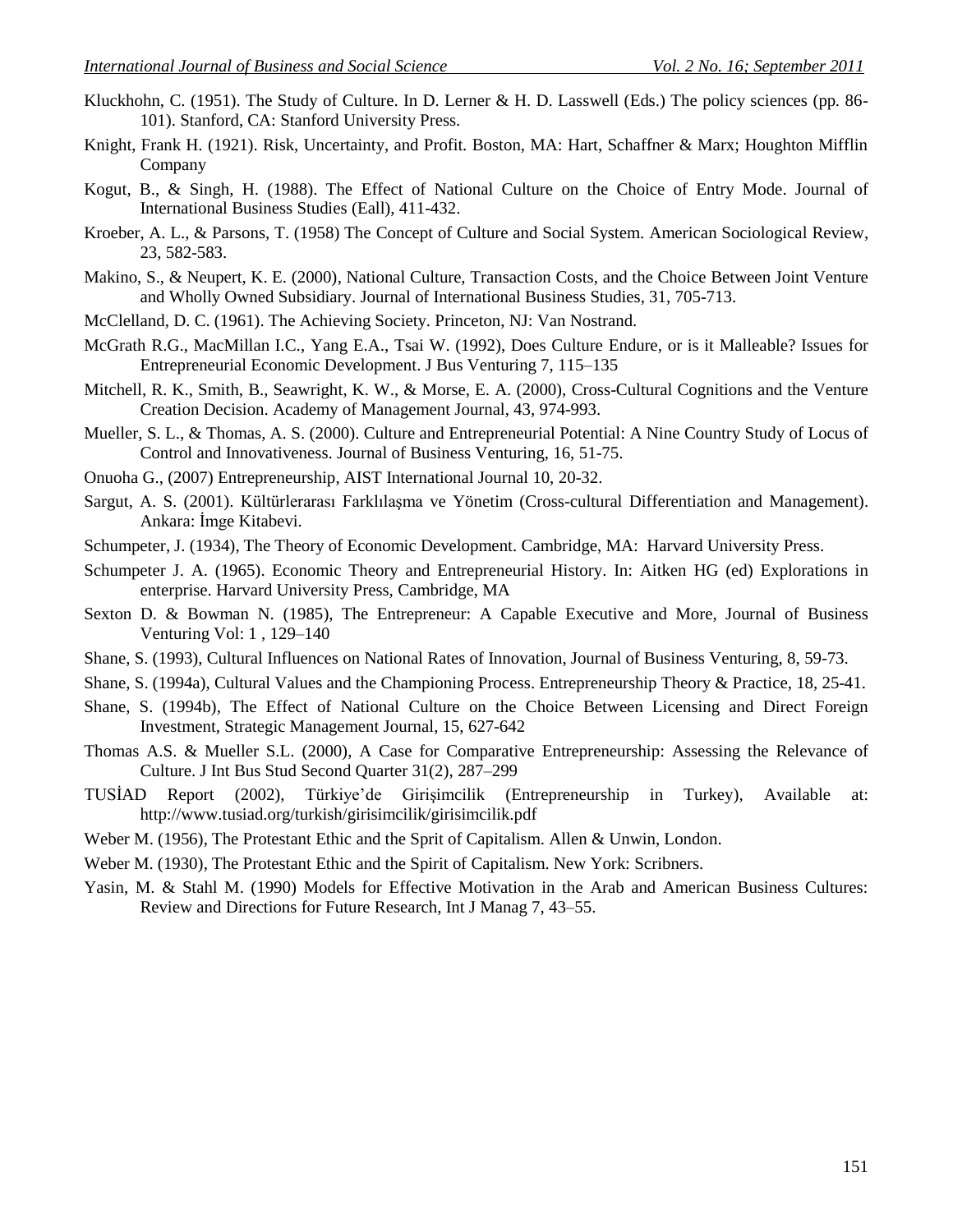Kluckhohn, C. (1951). The Study of Culture. In D. Lerner & H. D. Lasswell (Eds.) The policy sciences (pp. 86-101). Stanford, CA: Stanford University Press.

Knight, Frank H. (1921). Risk, Uncertainty, and Profit. Boston, MA: Hart, Schaffner & Marx; Houghton Mifflin Company

Kogut, B., & Singh, H. (1988). The Effect of National Culture on the Choice of Entry Mode. Journal of International Business Studies (Eall), 411-432.

Kroeber, A. L., & Parsons, T. (1958) The Concept of Culture and Social System. American Sociological Review, 23, 582-583.

Makino, S., & Neupert, K. E. (2000), National Culture, Transaction Costs, and the Choice Between Joint Venture and Wholly Owned Subsidiary. Journal of International Business Studies, 31, 705-713.

McClelland, D. C. (1961). The Achieving Society. Princeton, NJ: Van Nostrand.

McGrath R.G., MacMillan I.C., Yang E.A., Tsai W. (1992), Does Culture Endure, or is it Malleable? Issues for Entrepreneurial Economic Development. J Bus Venturing 7, 115–135

Mitchell, R. K., Smith, B., Seawright, K. W., & Morse, E. A. (2000), Cross-Cultural Cognitions and the Venture Creation Decision. Academy of Management Journal, 43, 974-993.

Mueller, S. L., & Thomas, A. S. (2000). Culture and Entrepreneurial Potential: A Nine Country Study of Locus of Control and Innovativeness. Journal of Business Venturing, 16, 51-75.

Onuoha G., (2007) Entrepreneurship, AIST International Journal 10, 20-32.

Sargut, A. S. (2001). Kültürlerarası Farklılaşma ve Yönetim (Cross-cultural Differentiation and Management). Ankara: İmge Kitabevi.

Schumpeter, J. (1934), The Theory of Economic Development. Cambridge, MA: Harvard University Press.

Schumpeter J. A. (1965). Economic Theory and Entrepreneurial History. In: Aitken HG (ed) Explorations in enterprise. Harvard University Press, Cambridge, MA

Sexton D. & Bowman N. (1985), The Entrepreneur: A Capable Executive and More, Journal of Business Venturing Vol: 1 , 129–140

Shane, S. (1993), Cultural Influences on National Rates of Innovation, Journal of Business Venturing, 8, 59-73.

Shane, S. (1994a), Cultural Values and the Championing Process. Entrepreneurship Theory & Practice, 18, 25-41.

Shane, S. (1994b), The Effect of National Culture on the Choice Between Licensing and Direct Foreign Investment, Strategic Management Journal, 15, 627-642

Thomas A.S. & Mueller S.L. (2000), A Case for Comparative Entrepreneurship: Assessing the Relevance of Culture. J Int Bus Stud Second Quarter 31(2), 287–299

TUSİAD Report (2002), Türkiye'de Girişimcilik (Entrepreneurship in Turkey), Available at: http://www.tusiad.org/turkish/girisimcilik/girisimcilik.pdf

Weber M. (1956), The Protestant Ethic and the Sprit of Capitalism. Allen & Unwin, London.

Weber M. (1930), The Protestant Ethic and the Spirit of Capitalism. New York: Scribners.

Yasin, M. & Stahl M. (1990) Models for Effective Motivation in the Arab and American Business Cultures: Review and Directions for Future Research, Int J Manag 7, 43–55.